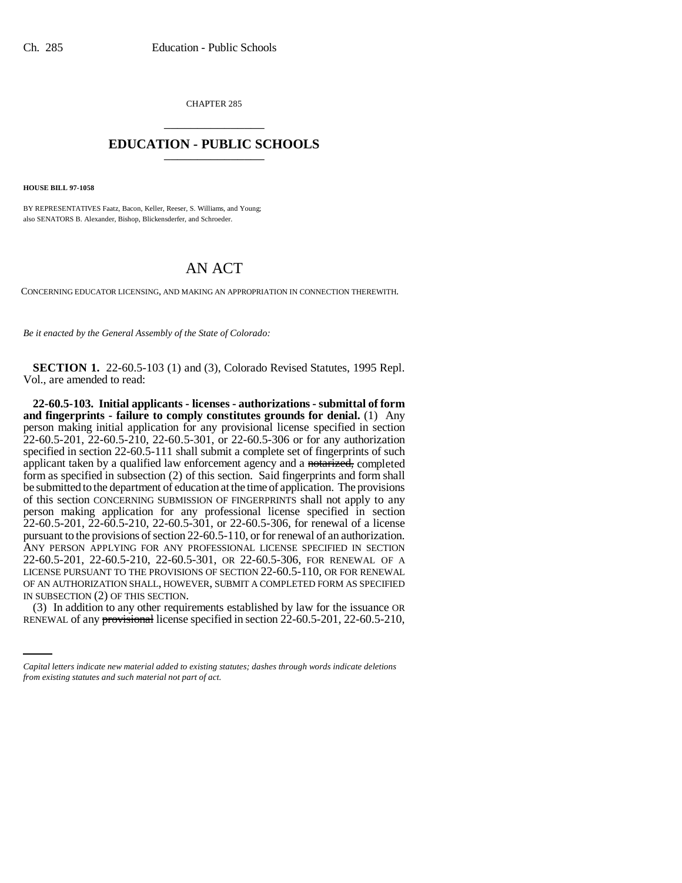CHAPTER 285

# EDUCATION - PUBLIC SCHOOLS

**HOUSE BILL 97-1058**

BY REPRESENTATIVES Faatz, Bacon, Keller, Reeser, S. Williams, and Young;
also SENATORS B. Alexander, Bishop, Blickensderfer, and Schroeder.

# AN ACT

CONCERNING EDUCATOR LICENSING, AND MAKING AN APPROPRIATION IN CONNECTION THEREWITH.

*Be it enacted by the General Assembly of the State of Colorado:*

**SECTION 1.** 22-60.5-103 (1) and (3), Colorado Revised Statutes, 1995 Repl. Vol., are amended to read:

**22-60.5-103. Initial applicants - licenses - authorizations - submittal of form and fingerprints - failure to comply constitutes grounds for denial.** (1) Any person making initial application for any provisional license specified in section 22-60.5-201, 22-60.5-210, 22-60.5-301, or 22-60.5-306 or for any authorization specified in section 22-60.5-111 shall submit a complete set of fingerprints of such applicant taken by a qualified law enforcement agency and a ~~notarized,~~ completed form as specified in subsection (2) of this section. Said fingerprints and form shall be submitted to the department of education at the time of application. The provisions of this section CONCERNING SUBMISSION OF FINGERPRINTS shall not apply to any person making application for any professional license specified in section 22-60.5-201, 22-60.5-210, 22-60.5-301, or 22-60.5-306, for renewal of a license pursuant to the provisions of section 22-60.5-110, or for renewal of an authorization. ANY PERSON APPLYING FOR ANY PROFESSIONAL LICENSE SPECIFIED IN SECTION 22-60.5-201, 22-60.5-210, 22-60.5-301, OR 22-60.5-306, FOR RENEWAL OF A LICENSE PURSUANT TO THE PROVISIONS OF SECTION 22-60.5-110, OR FOR RENEWAL OF AN AUTHORIZATION SHALL, HOWEVER, SUBMIT A COMPLETED FORM AS SPECIFIED IN SUBSECTION (2) OF THIS SECTION.

(3) In addition to any other requirements established by law for the issuance OR RENEWAL of any ~~provisional~~ license specified in section 22-60.5-201, 22-60.5-210,

*Capital letters indicate new material added to existing statutes; dashes through words indicate deletions from existing statutes and such material not part of act.*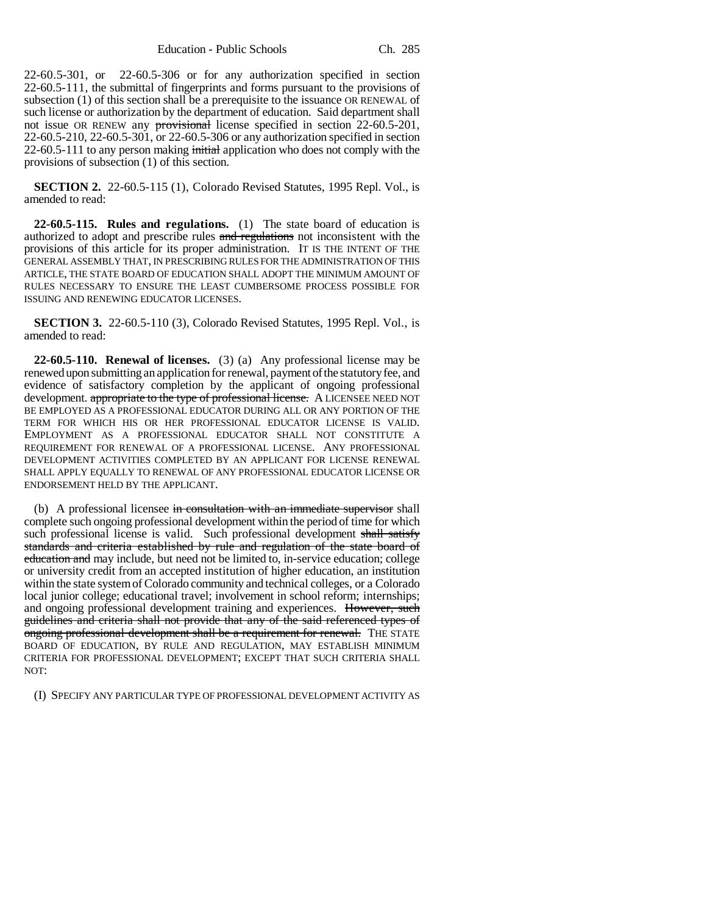22-60.5-301, or 22-60.5-306 or for any authorization specified in section 22-60.5-111, the submittal of fingerprints and forms pursuant to the provisions of subsection (1) of this section shall be a prerequisite to the issuance OR RENEWAL of such license or authorization by the department of education. Said department shall not issue OR RENEW any ~~provisional~~ license specified in section 22-60.5-201, 22-60.5-210, 22-60.5-301, or 22-60.5-306 or any authorization specified in section 22-60.5-111 to any person making ~~initial~~ application who does not comply with the provisions of subsection (1) of this section.

**SECTION 2.** 22-60.5-115 (1), Colorado Revised Statutes, 1995 Repl. Vol., is amended to read:

**22-60.5-115. Rules and regulations.** (1) The state board of education is authorized to adopt and prescribe rules ~~and regulations~~ not inconsistent with the provisions of this article for its proper administration. IT IS THE INTENT OF THE GENERAL ASSEMBLY THAT, IN PRESCRIBING RULES FOR THE ADMINISTRATION OF THIS ARTICLE, THE STATE BOARD OF EDUCATION SHALL ADOPT THE MINIMUM AMOUNT OF RULES NECESSARY TO ENSURE THE LEAST CUMBERSOME PROCESS POSSIBLE FOR ISSUING AND RENEWING EDUCATOR LICENSES.

**SECTION 3.** 22-60.5-110 (3), Colorado Revised Statutes, 1995 Repl. Vol., is amended to read:

**22-60.5-110. Renewal of licenses.** (3) (a) Any professional license may be renewed upon submitting an application for renewal, payment of the statutory fee, and evidence of satisfactory completion by the applicant of ongoing professional development. ~~appropriate to the type of professional license.~~ A LICENSEE NEED NOT BE EMPLOYED AS A PROFESSIONAL EDUCATOR DURING ALL OR ANY PORTION OF THE TERM FOR WHICH HIS OR HER PROFESSIONAL EDUCATOR LICENSE IS VALID. EMPLOYMENT AS A PROFESSIONAL EDUCATOR SHALL NOT CONSTITUTE A REQUIREMENT FOR RENEWAL OF A PROFESSIONAL LICENSE. ANY PROFESSIONAL DEVELOPMENT ACTIVITIES COMPLETED BY AN APPLICANT FOR LICENSE RENEWAL SHALL APPLY EQUALLY TO RENEWAL OF ANY PROFESSIONAL EDUCATOR LICENSE OR ENDORSEMENT HELD BY THE APPLICANT.

(b) A professional licensee ~~in consultation with an immediate supervisor~~ shall complete such ongoing professional development within the period of time for which such professional license is valid. Such professional development ~~shall satisfy standards and criteria established by rule and regulation of the state board of education and~~ may include, but need not be limited to, in-service education; college or university credit from an accepted institution of higher education, an institution within the state system of Colorado community and technical colleges, or a Colorado local junior college; educational travel; involvement in school reform; internships; and ongoing professional development training and experiences. ~~However, such guidelines and criteria shall not provide that any of the said referenced types of ongoing professional development shall be a requirement for renewal.~~ THE STATE BOARD OF EDUCATION, BY RULE AND REGULATION, MAY ESTABLISH MINIMUM CRITERIA FOR PROFESSIONAL DEVELOPMENT; EXCEPT THAT SUCH CRITERIA SHALL NOT:

(I) SPECIFY ANY PARTICULAR TYPE OF PROFESSIONAL DEVELOPMENT ACTIVITY AS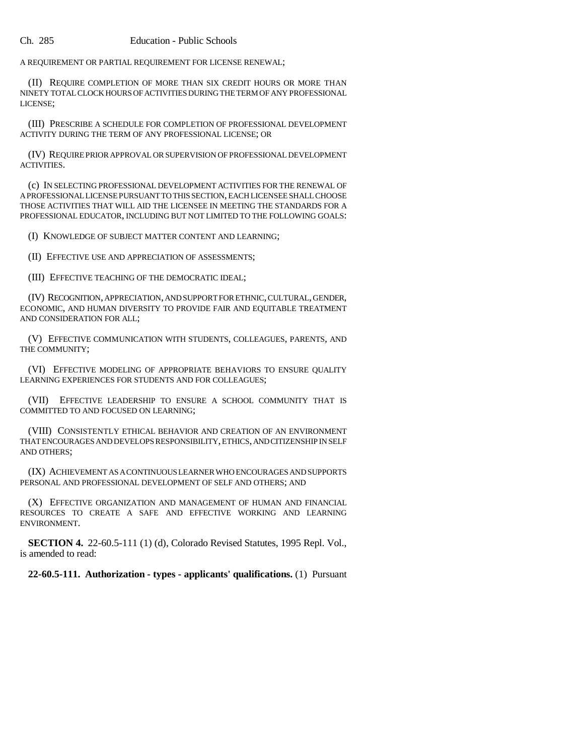A REQUIREMENT OR PARTIAL REQUIREMENT FOR LICENSE RENEWAL;

(II) REQUIRE COMPLETION OF MORE THAN SIX CREDIT HOURS OR MORE THAN NINETY TOTAL CLOCK HOURS OF ACTIVITIES DURING THE TERM OF ANY PROFESSIONAL LICENSE;

(III) PRESCRIBE A SCHEDULE FOR COMPLETION OF PROFESSIONAL DEVELOPMENT ACTIVITY DURING THE TERM OF ANY PROFESSIONAL LICENSE; OR

(IV) REQUIRE PRIOR APPROVAL OR SUPERVISION OF PROFESSIONAL DEVELOPMENT ACTIVITIES.

(c) IN SELECTING PROFESSIONAL DEVELOPMENT ACTIVITIES FOR THE RENEWAL OF A PROFESSIONAL LICENSE PURSUANT TO THIS SECTION, EACH LICENSEE SHALL CHOOSE THOSE ACTIVITIES THAT WILL AID THE LICENSEE IN MEETING THE STANDARDS FOR A PROFESSIONAL EDUCATOR, INCLUDING BUT NOT LIMITED TO THE FOLLOWING GOALS:

(I) KNOWLEDGE OF SUBJECT MATTER CONTENT AND LEARNING;

(II) EFFECTIVE USE AND APPRECIATION OF ASSESSMENTS;

(III) EFFECTIVE TEACHING OF THE DEMOCRATIC IDEAL;

(IV) RECOGNITION, APPRECIATION, AND SUPPORT FOR ETHNIC, CULTURAL, GENDER, ECONOMIC, AND HUMAN DIVERSITY TO PROVIDE FAIR AND EQUITABLE TREATMENT AND CONSIDERATION FOR ALL;

(V) EFFECTIVE COMMUNICATION WITH STUDENTS, COLLEAGUES, PARENTS, AND THE COMMUNITY;

(VI) EFFECTIVE MODELING OF APPROPRIATE BEHAVIORS TO ENSURE QUALITY LEARNING EXPERIENCES FOR STUDENTS AND FOR COLLEAGUES;

(VII) EFFECTIVE LEADERSHIP TO ENSURE A SCHOOL COMMUNITY THAT IS COMMITTED TO AND FOCUSED ON LEARNING;

(VIII) CONSISTENTLY ETHICAL BEHAVIOR AND CREATION OF AN ENVIRONMENT THAT ENCOURAGES AND DEVELOPS RESPONSIBILITY, ETHICS, AND CITIZENSHIP IN SELF AND OTHERS;

(IX) ACHIEVEMENT AS A CONTINUOUS LEARNER WHO ENCOURAGES AND SUPPORTS PERSONAL AND PROFESSIONAL DEVELOPMENT OF SELF AND OTHERS; AND

(X) EFFECTIVE ORGANIZATION AND MANAGEMENT OF HUMAN AND FINANCIAL RESOURCES TO CREATE A SAFE AND EFFECTIVE WORKING AND LEARNING ENVIRONMENT.

**SECTION 4.** 22-60.5-111 (1) (d), Colorado Revised Statutes, 1995 Repl. Vol., is amended to read:

**22-60.5-111. Authorization - types - applicants' qualifications.** (1) Pursuant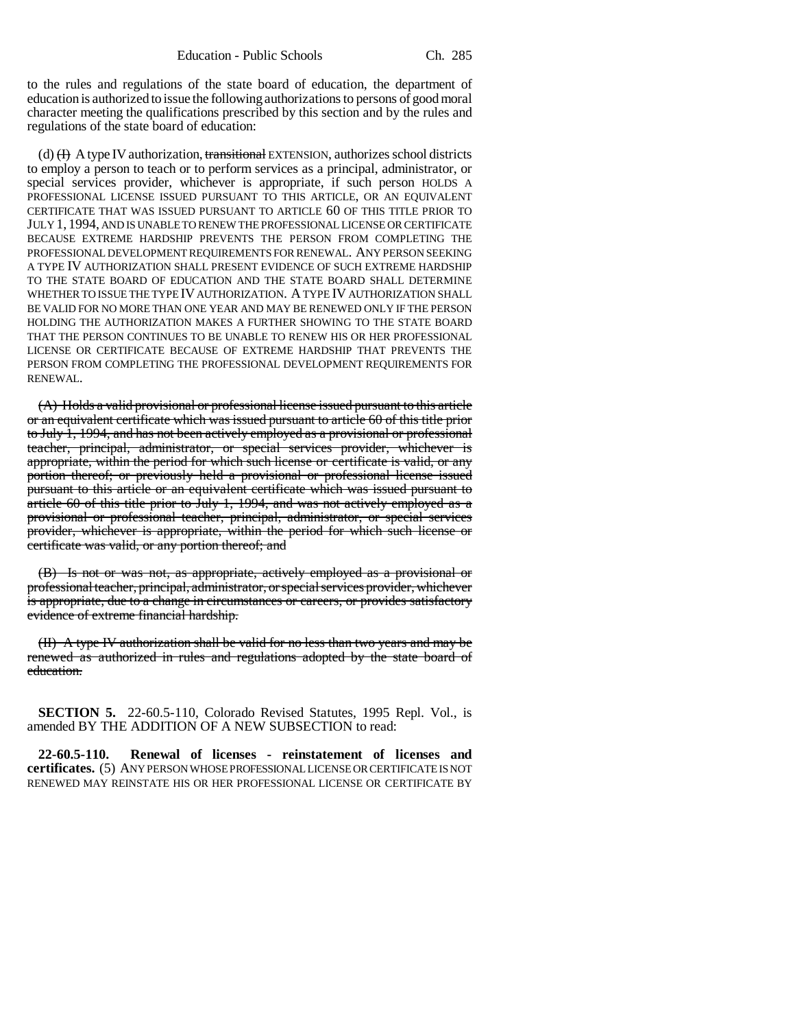to the rules and regulations of the state board of education, the department of education is authorized to issue the following authorizations to persons of good moral character meeting the qualifications prescribed by this section and by the rules and regulations of the state board of education:

(d) ~~(I)~~ A type IV authorization, ~~transitional~~ EXTENSION, authorizes school districts to employ a person to teach or to perform services as a principal, administrator, or special services provider, whichever is appropriate, if such person HOLDS A PROFESSIONAL LICENSE ISSUED PURSUANT TO THIS ARTICLE, OR AN EQUIVALENT CERTIFICATE THAT WAS ISSUED PURSUANT TO ARTICLE 60 OF THIS TITLE PRIOR TO JULY 1, 1994, AND IS UNABLE TO RENEW THE PROFESSIONAL LICENSE OR CERTIFICATE BECAUSE EXTREME HARDSHIP PREVENTS THE PERSON FROM COMPLETING THE PROFESSIONAL DEVELOPMENT REQUIREMENTS FOR RENEWAL. ANY PERSON SEEKING A TYPE IV AUTHORIZATION SHALL PRESENT EVIDENCE OF SUCH EXTREME HARDSHIP TO THE STATE BOARD OF EDUCATION AND THE STATE BOARD SHALL DETERMINE WHETHER TO ISSUE THE TYPE IV AUTHORIZATION. A TYPE IV AUTHORIZATION SHALL BE VALID FOR NO MORE THAN ONE YEAR AND MAY BE RENEWED ONLY IF THE PERSON HOLDING THE AUTHORIZATION MAKES A FURTHER SHOWING TO THE STATE BOARD THAT THE PERSON CONTINUES TO BE UNABLE TO RENEW HIS OR HER PROFESSIONAL LICENSE OR CERTIFICATE BECAUSE OF EXTREME HARDSHIP THAT PREVENTS THE PERSON FROM COMPLETING THE PROFESSIONAL DEVELOPMENT REQUIREMENTS FOR RENEWAL.

~~(A) Holds a valid provisional or professional license issued pursuant to this article or an equivalent certificate which was issued pursuant to article 60 of this title prior to July 1, 1994, and has not been actively employed as a provisional or professional teacher, principal, administrator, or special services provider, whichever is appropriate, within the period for which such license or certificate is valid, or any portion thereof; or previously held a provisional or professional license issued pursuant to this article or an equivalent certificate which was issued pursuant to article 60 of this title prior to July 1, 1994, and was not actively employed as a provisional or professional teacher, principal, administrator, or special services provider, whichever is appropriate, within the period for which such license or certificate was valid, or any portion thereof; and~~

~~(B) Is not or was not, as appropriate, actively employed as a provisional or professional teacher, principal, administrator, or special services provider, whichever is appropriate, due to a change in circumstances or careers, or provides satisfactory evidence of extreme financial hardship.~~

~~(II) A type IV authorization shall be valid for no less than two years and may be renewed as authorized in rules and regulations adopted by the state board of education.~~

**SECTION 5.** 22-60.5-110, Colorado Revised Statutes, 1995 Repl. Vol., is amended BY THE ADDITION OF A NEW SUBSECTION to read:

**22-60.5-110. Renewal of licenses - reinstatement of licenses and certificates.** (5) ANY PERSON WHOSE PROFESSIONAL LICENSE OR CERTIFICATE IS NOT RENEWED MAY REINSTATE HIS OR HER PROFESSIONAL LICENSE OR CERTIFICATE BY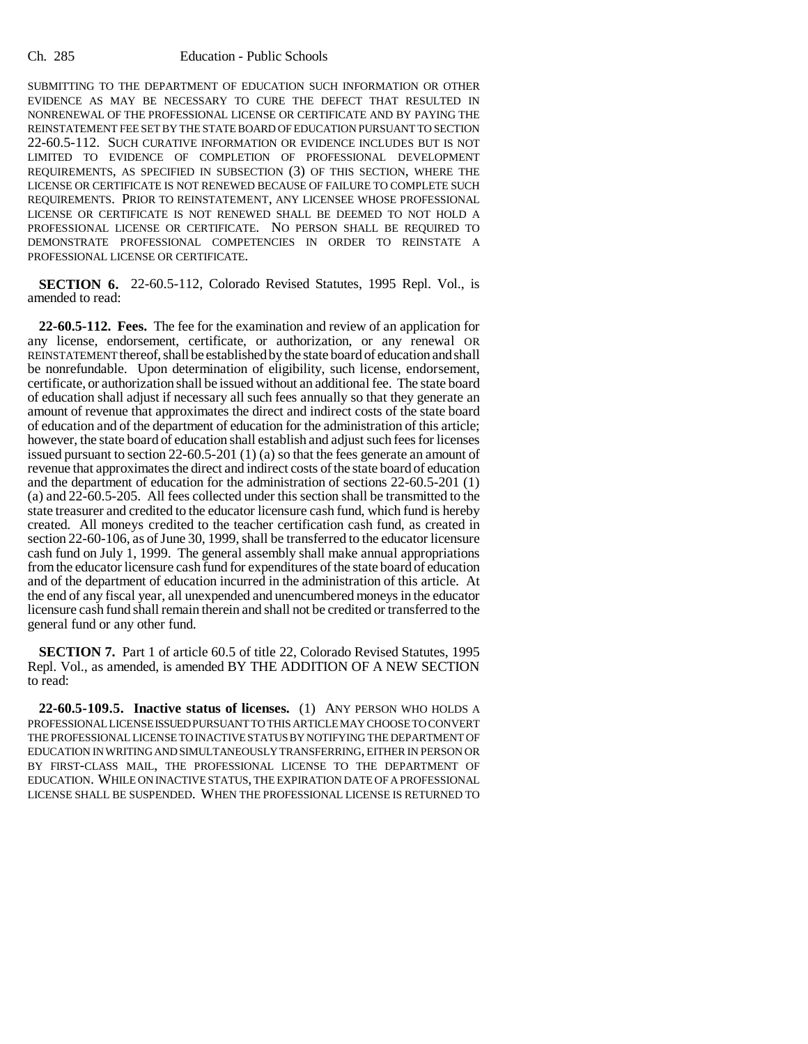SUBMITTING TO THE DEPARTMENT OF EDUCATION SUCH INFORMATION OR OTHER EVIDENCE AS MAY BE NECESSARY TO CURE THE DEFECT THAT RESULTED IN NONRENEWAL OF THE PROFESSIONAL LICENSE OR CERTIFICATE AND BY PAYING THE REINSTATEMENT FEE SET BY THE STATE BOARD OF EDUCATION PURSUANT TO SECTION 22-60.5-112. SUCH CURATIVE INFORMATION OR EVIDENCE INCLUDES BUT IS NOT LIMITED TO EVIDENCE OF COMPLETION OF PROFESSIONAL DEVELOPMENT REQUIREMENTS, AS SPECIFIED IN SUBSECTION (3) OF THIS SECTION, WHERE THE LICENSE OR CERTIFICATE IS NOT RENEWED BECAUSE OF FAILURE TO COMPLETE SUCH REQUIREMENTS. PRIOR TO REINSTATEMENT, ANY LICENSEE WHOSE PROFESSIONAL LICENSE OR CERTIFICATE IS NOT RENEWED SHALL BE DEEMED TO NOT HOLD A PROFESSIONAL LICENSE OR CERTIFICATE. NO PERSON SHALL BE REQUIRED TO DEMONSTRATE PROFESSIONAL COMPETENCIES IN ORDER TO REINSTATE A PROFESSIONAL LICENSE OR CERTIFICATE.

**SECTION 6.** 22-60.5-112, Colorado Revised Statutes, 1995 Repl. Vol., is amended to read:

**22-60.5-112. Fees.** The fee for the examination and review of an application for any license, endorsement, certificate, or authorization, or any renewal OR REINSTATEMENT thereof, shall be established by the state board of education and shall be nonrefundable. Upon determination of eligibility, such license, endorsement, certificate, or authorization shall be issued without an additional fee. The state board of education shall adjust if necessary all such fees annually so that they generate an amount of revenue that approximates the direct and indirect costs of the state board of education and of the department of education for the administration of this article; however, the state board of education shall establish and adjust such fees for licenses issued pursuant to section 22-60.5-201 (1) (a) so that the fees generate an amount of revenue that approximates the direct and indirect costs of the state board of education and the department of education for the administration of sections 22-60.5-201 (1) (a) and 22-60.5-205. All fees collected under this section shall be transmitted to the state treasurer and credited to the educator licensure cash fund, which fund is hereby created. All moneys credited to the teacher certification cash fund, as created in section 22-60-106, as of June 30, 1999, shall be transferred to the educator licensure cash fund on July 1, 1999. The general assembly shall make annual appropriations from the educator licensure cash fund for expenditures of the state board of education and of the department of education incurred in the administration of this article. At the end of any fiscal year, all unexpended and unencumbered moneys in the educator licensure cash fund shall remain therein and shall not be credited or transferred to the general fund or any other fund.

**SECTION 7.** Part 1 of article 60.5 of title 22, Colorado Revised Statutes, 1995 Repl. Vol., as amended, is amended BY THE ADDITION OF A NEW SECTION to read:

**22-60.5-109.5. Inactive status of licenses.** (1) ANY PERSON WHO HOLDS A PROFESSIONAL LICENSE ISSUED PURSUANT TO THIS ARTICLE MAY CHOOSE TO CONVERT THE PROFESSIONAL LICENSE TO INACTIVE STATUS BY NOTIFYING THE DEPARTMENT OF EDUCATION IN WRITING AND SIMULTANEOUSLY TRANSFERRING, EITHER IN PERSON OR BY FIRST-CLASS MAIL, THE PROFESSIONAL LICENSE TO THE DEPARTMENT OF EDUCATION. WHILE ON INACTIVE STATUS, THE EXPIRATION DATE OF A PROFESSIONAL LICENSE SHALL BE SUSPENDED. WHEN THE PROFESSIONAL LICENSE IS RETURNED TO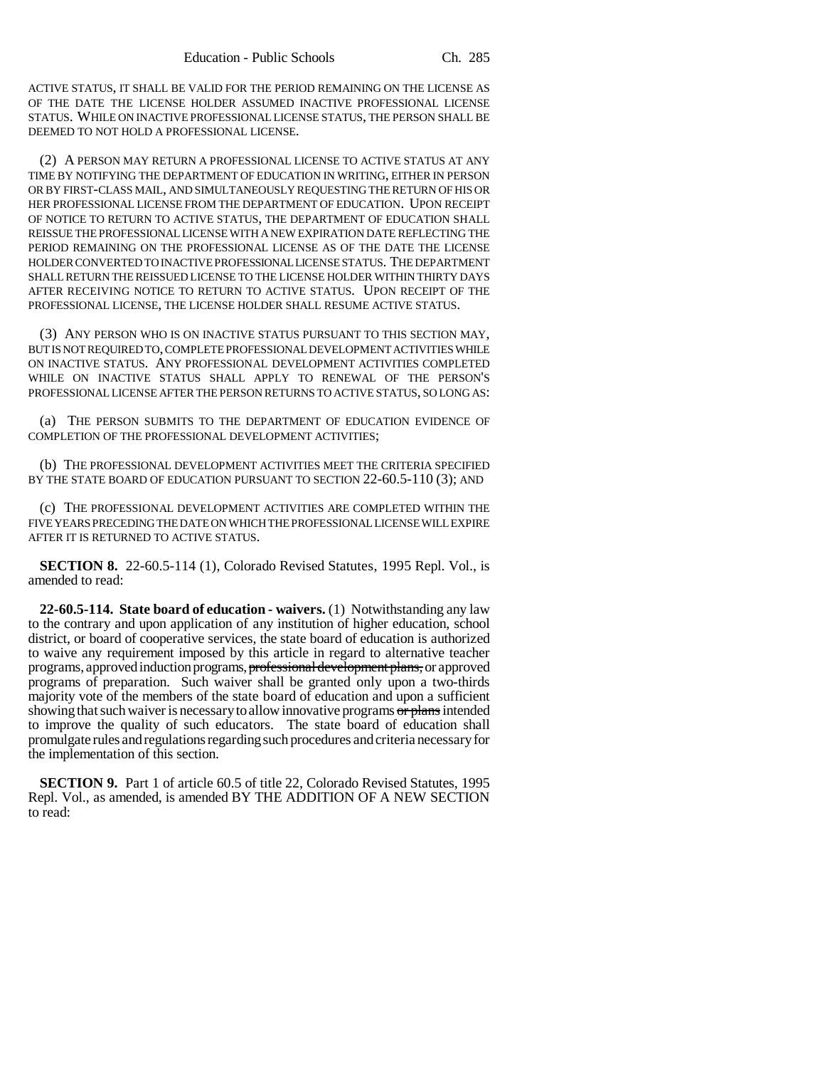ACTIVE STATUS, IT SHALL BE VALID FOR THE PERIOD REMAINING ON THE LICENSE AS OF THE DATE THE LICENSE HOLDER ASSUMED INACTIVE PROFESSIONAL LICENSE STATUS. WHILE ON INACTIVE PROFESSIONAL LICENSE STATUS, THE PERSON SHALL BE DEEMED TO NOT HOLD A PROFESSIONAL LICENSE.

(2) A PERSON MAY RETURN A PROFESSIONAL LICENSE TO ACTIVE STATUS AT ANY TIME BY NOTIFYING THE DEPARTMENT OF EDUCATION IN WRITING, EITHER IN PERSON OR BY FIRST-CLASS MAIL, AND SIMULTANEOUSLY REQUESTING THE RETURN OF HIS OR HER PROFESSIONAL LICENSE FROM THE DEPARTMENT OF EDUCATION. UPON RECEIPT OF NOTICE TO RETURN TO ACTIVE STATUS, THE DEPARTMENT OF EDUCATION SHALL REISSUE THE PROFESSIONAL LICENSE WITH A NEW EXPIRATION DATE REFLECTING THE PERIOD REMAINING ON THE PROFESSIONAL LICENSE AS OF THE DATE THE LICENSE HOLDER CONVERTED TO INACTIVE PROFESSIONAL LICENSE STATUS. THE DEPARTMENT SHALL RETURN THE REISSUED LICENSE TO THE LICENSE HOLDER WITHIN THIRTY DAYS AFTER RECEIVING NOTICE TO RETURN TO ACTIVE STATUS. UPON RECEIPT OF THE PROFESSIONAL LICENSE, THE LICENSE HOLDER SHALL RESUME ACTIVE STATUS.

(3) ANY PERSON WHO IS ON INACTIVE STATUS PURSUANT TO THIS SECTION MAY, BUT IS NOT REQUIRED TO, COMPLETE PROFESSIONAL DEVELOPMENT ACTIVITIES WHILE ON INACTIVE STATUS. ANY PROFESSIONAL DEVELOPMENT ACTIVITIES COMPLETED WHILE ON INACTIVE STATUS SHALL APPLY TO RENEWAL OF THE PERSON'S PROFESSIONAL LICENSE AFTER THE PERSON RETURNS TO ACTIVE STATUS, SO LONG AS:

(a) THE PERSON SUBMITS TO THE DEPARTMENT OF EDUCATION EVIDENCE OF COMPLETION OF THE PROFESSIONAL DEVELOPMENT ACTIVITIES;

(b) THE PROFESSIONAL DEVELOPMENT ACTIVITIES MEET THE CRITERIA SPECIFIED BY THE STATE BOARD OF EDUCATION PURSUANT TO SECTION 22-60.5-110 (3); AND

(c) THE PROFESSIONAL DEVELOPMENT ACTIVITIES ARE COMPLETED WITHIN THE FIVE YEARS PRECEDING THE DATE ON WHICH THE PROFESSIONAL LICENSE WILL EXPIRE AFTER IT IS RETURNED TO ACTIVE STATUS.

**SECTION 8.** 22-60.5-114 (1), Colorado Revised Statutes, 1995 Repl. Vol., is amended to read:

**22-60.5-114. State board of education - waivers.** (1) Notwithstanding any law to the contrary and upon application of any institution of higher education, school district, or board of cooperative services, the state board of education is authorized to waive any requirement imposed by this article in regard to alternative teacher programs, approved induction programs, ~~professional development plans,~~ or approved programs of preparation. Such waiver shall be granted only upon a two-thirds majority vote of the members of the state board of education and upon a sufficient showing that such waiver is necessary to allow innovative programs ~~or plans~~ intended to improve the quality of such educators. The state board of education shall promulgate rules and regulations regarding such procedures and criteria necessary for the implementation of this section.

**SECTION 9.** Part 1 of article 60.5 of title 22, Colorado Revised Statutes, 1995 Repl. Vol., as amended, is amended BY THE ADDITION OF A NEW SECTION to read: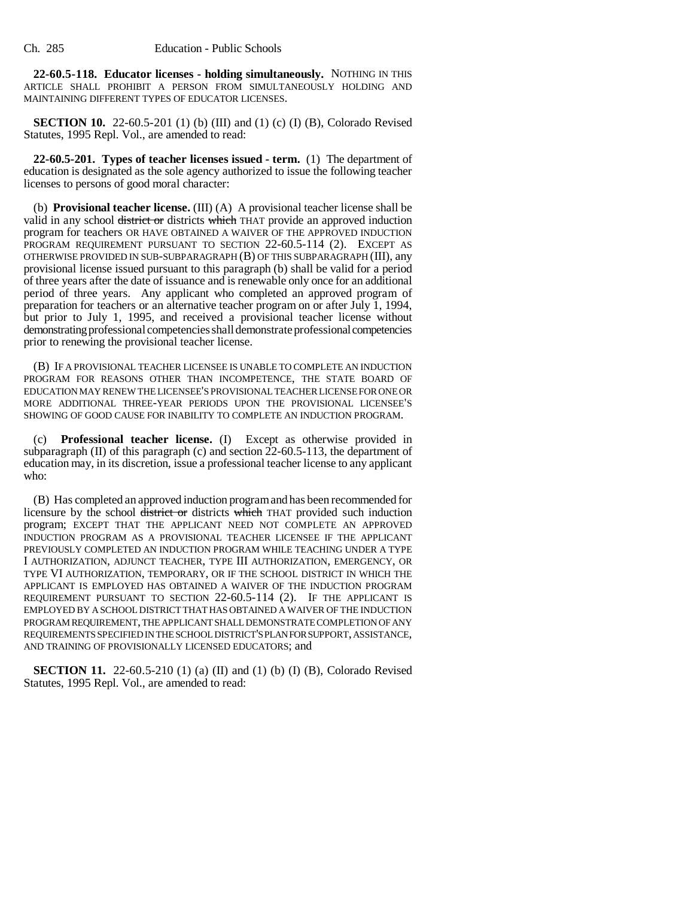**22-60.5-118. Educator licenses - holding simultaneously.** NOTHING IN THIS ARTICLE SHALL PROHIBIT A PERSON FROM SIMULTANEOUSLY HOLDING AND MAINTAINING DIFFERENT TYPES OF EDUCATOR LICENSES.

**SECTION 10.** 22-60.5-201 (1) (b) (III) and (1) (c) (I) (B), Colorado Revised Statutes, 1995 Repl. Vol., are amended to read:

**22-60.5-201. Types of teacher licenses issued - term.** (1) The department of education is designated as the sole agency authorized to issue the following teacher licenses to persons of good moral character:

(b) **Provisional teacher license.** (III) (A) A provisional teacher license shall be valid in any school ~~district or~~ districts ~~which~~ THAT provide an approved induction program for teachers OR HAVE OBTAINED A WAIVER OF THE APPROVED INDUCTION PROGRAM REQUIREMENT PURSUANT TO SECTION 22-60.5-114 (2). EXCEPT AS OTHERWISE PROVIDED IN SUB-SUBPARAGRAPH (B) OF THIS SUBPARAGRAPH (III), any provisional license issued pursuant to this paragraph (b) shall be valid for a period of three years after the date of issuance and is renewable only once for an additional period of three years. Any applicant who completed an approved program of preparation for teachers or an alternative teacher program on or after July 1, 1994, but prior to July 1, 1995, and received a provisional teacher license without demonstrating professional competencies shall demonstrate professional competencies prior to renewing the provisional teacher license.

(B) IF A PROVISIONAL TEACHER LICENSEE IS UNABLE TO COMPLETE AN INDUCTION PROGRAM FOR REASONS OTHER THAN INCOMPETENCE, THE STATE BOARD OF EDUCATION MAY RENEW THE LICENSEE'S PROVISIONAL TEACHER LICENSE FOR ONE OR MORE ADDITIONAL THREE-YEAR PERIODS UPON THE PROVISIONAL LICENSEE'S SHOWING OF GOOD CAUSE FOR INABILITY TO COMPLETE AN INDUCTION PROGRAM.

(c) **Professional teacher license.** (I) Except as otherwise provided in subparagraph (II) of this paragraph (c) and section 22-60.5-113, the department of education may, in its discretion, issue a professional teacher license to any applicant who:

(B) Has completed an approved induction program and has been recommended for licensure by the school ~~district or~~ districts ~~which~~ THAT provided such induction program; EXCEPT THAT THE APPLICANT NEED NOT COMPLETE AN APPROVED INDUCTION PROGRAM AS A PROVISIONAL TEACHER LICENSEE IF THE APPLICANT PREVIOUSLY COMPLETED AN INDUCTION PROGRAM WHILE TEACHING UNDER A TYPE I AUTHORIZATION, ADJUNCT TEACHER, TYPE III AUTHORIZATION, EMERGENCY, OR TYPE VI AUTHORIZATION, TEMPORARY, OR IF THE SCHOOL DISTRICT IN WHICH THE APPLICANT IS EMPLOYED HAS OBTAINED A WAIVER OF THE INDUCTION PROGRAM REQUIREMENT PURSUANT TO SECTION 22-60.5-114 (2). IF THE APPLICANT IS EMPLOYED BY A SCHOOL DISTRICT THAT HAS OBTAINED A WAIVER OF THE INDUCTION PROGRAM REQUIREMENT, THE APPLICANT SHALL DEMONSTRATE COMPLETION OF ANY REQUIREMENTS SPECIFIED IN THE SCHOOL DISTRICT'S PLAN FOR SUPPORT, ASSISTANCE, AND TRAINING OF PROVISIONALLY LICENSED EDUCATORS; and

**SECTION 11.** 22-60.5-210 (1) (a) (II) and (1) (b) (I) (B), Colorado Revised Statutes, 1995 Repl. Vol., are amended to read: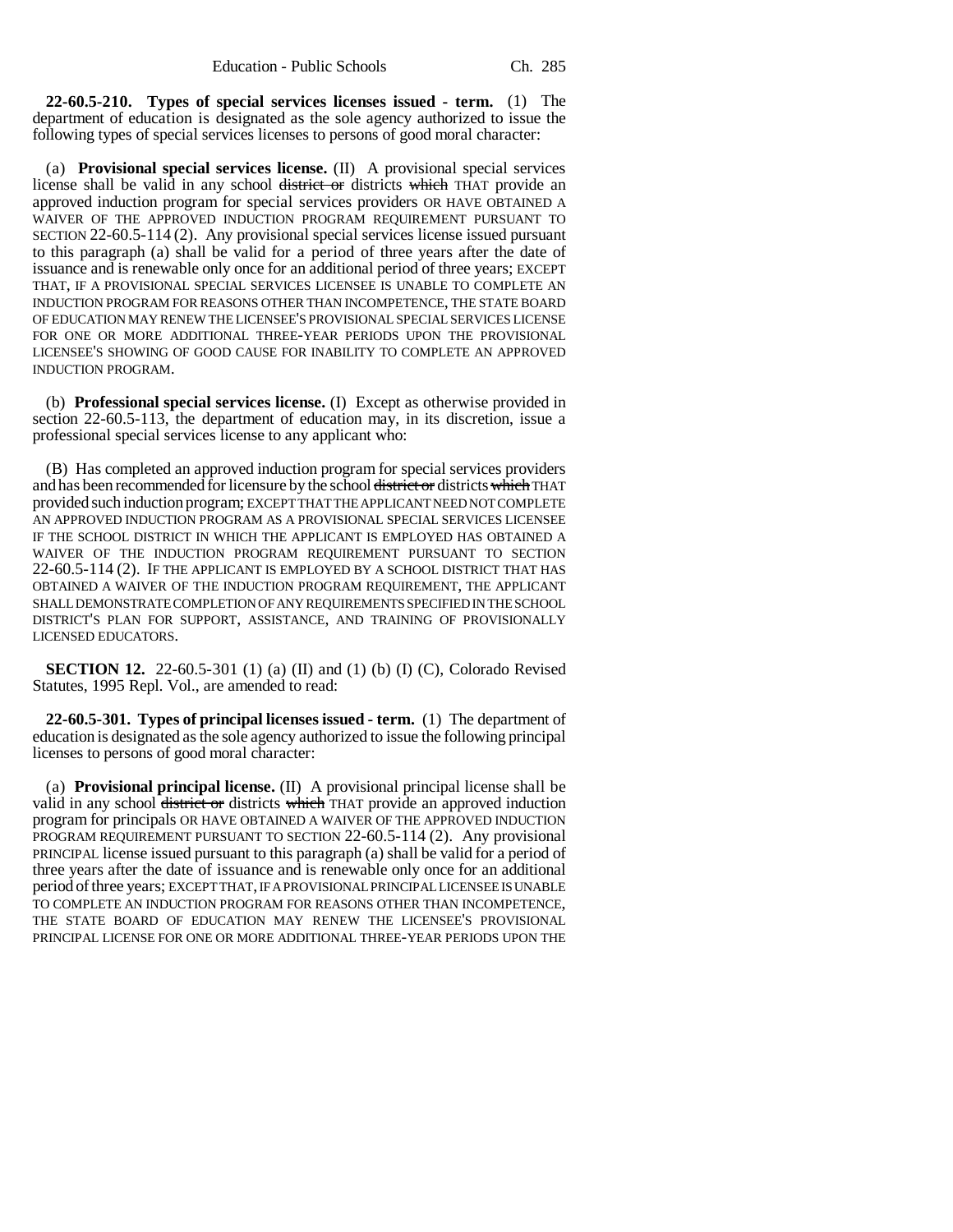**22-60.5-210. Types of special services licenses issued - term.** (1) The department of education is designated as the sole agency authorized to issue the following types of special services licenses to persons of good moral character:

(a) **Provisional special services license.** (II) A provisional special services license shall be valid in any school ~~district or~~ districts ~~which~~ THAT provide an approved induction program for special services providers OR HAVE OBTAINED A WAIVER OF THE APPROVED INDUCTION PROGRAM REQUIREMENT PURSUANT TO SECTION 22-60.5-114 (2). Any provisional special services license issued pursuant to this paragraph (a) shall be valid for a period of three years after the date of issuance and is renewable only once for an additional period of three years; EXCEPT THAT, IF A PROVISIONAL SPECIAL SERVICES LICENSEE IS UNABLE TO COMPLETE AN INDUCTION PROGRAM FOR REASONS OTHER THAN INCOMPETENCE, THE STATE BOARD OF EDUCATION MAY RENEW THE LICENSEE'S PROVISIONAL SPECIAL SERVICES LICENSE FOR ONE OR MORE ADDITIONAL THREE-YEAR PERIODS UPON THE PROVISIONAL LICENSEE'S SHOWING OF GOOD CAUSE FOR INABILITY TO COMPLETE AN APPROVED INDUCTION PROGRAM.

(b) **Professional special services license.** (I) Except as otherwise provided in section 22-60.5-113, the department of education may, in its discretion, issue a professional special services license to any applicant who:

(B) Has completed an approved induction program for special services providers and has been recommended for licensure by the school ~~district or~~ districts ~~which~~ THAT provided such induction program; EXCEPT THAT THE APPLICANT NEED NOT COMPLETE AN APPROVED INDUCTION PROGRAM AS A PROVISIONAL SPECIAL SERVICES LICENSEE IF THE SCHOOL DISTRICT IN WHICH THE APPLICANT IS EMPLOYED HAS OBTAINED A WAIVER OF THE INDUCTION PROGRAM REQUIREMENT PURSUANT TO SECTION 22-60.5-114 (2). IF THE APPLICANT IS EMPLOYED BY A SCHOOL DISTRICT THAT HAS OBTAINED A WAIVER OF THE INDUCTION PROGRAM REQUIREMENT, THE APPLICANT SHALL DEMONSTRATE COMPLETION OF ANY REQUIREMENTS SPECIFIED IN THE SCHOOL DISTRICT'S PLAN FOR SUPPORT, ASSISTANCE, AND TRAINING OF PROVISIONALLY LICENSED EDUCATORS.

**SECTION 12.** 22-60.5-301 (1) (a) (II) and (1) (b) (I) (C), Colorado Revised Statutes, 1995 Repl. Vol., are amended to read:

**22-60.5-301. Types of principal licenses issued - term.** (1) The department of education is designated as the sole agency authorized to issue the following principal licenses to persons of good moral character:

(a) **Provisional principal license.** (II) A provisional principal license shall be valid in any school ~~district or~~ districts ~~which~~ THAT provide an approved induction program for principals OR HAVE OBTAINED A WAIVER OF THE APPROVED INDUCTION PROGRAM REQUIREMENT PURSUANT TO SECTION 22-60.5-114 (2). Any provisional PRINCIPAL license issued pursuant to this paragraph (a) shall be valid for a period of three years after the date of issuance and is renewable only once for an additional period of three years; EXCEPT THAT, IF A PROVISIONAL PRINCIPAL LICENSEE IS UNABLE TO COMPLETE AN INDUCTION PROGRAM FOR REASONS OTHER THAN INCOMPETENCE, THE STATE BOARD OF EDUCATION MAY RENEW THE LICENSEE'S PROVISIONAL PRINCIPAL LICENSE FOR ONE OR MORE ADDITIONAL THREE-YEAR PERIODS UPON THE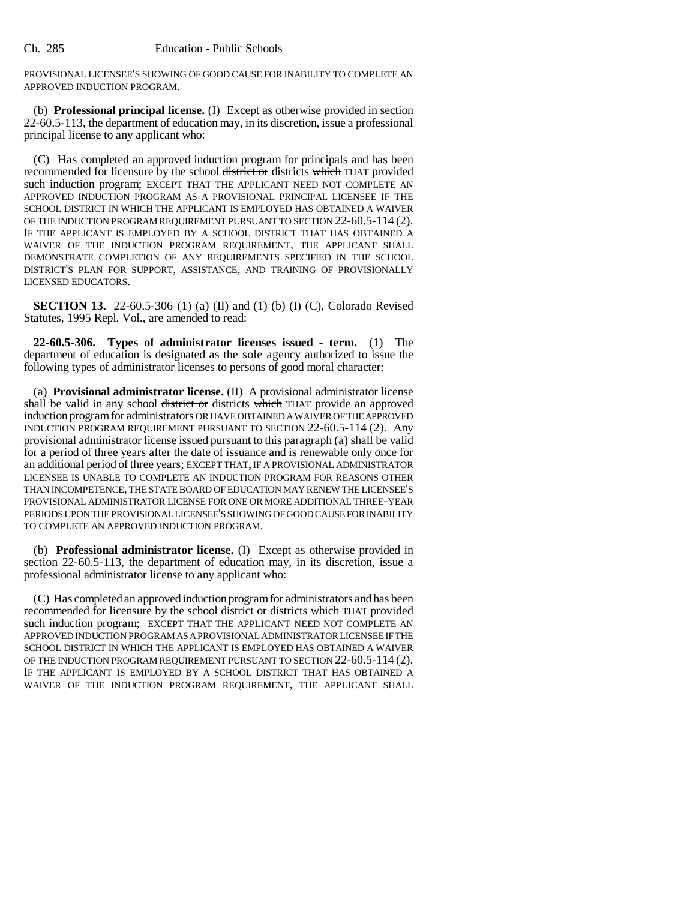PROVISIONAL LICENSEE'S SHOWING OF GOOD CAUSE FOR INABILITY TO COMPLETE AN APPROVED INDUCTION PROGRAM.

(b) **Professional principal license.** (I) Except as otherwise provided in section 22-60.5-113, the department of education may, in its discretion, issue a professional principal license to any applicant who:

(C) Has completed an approved induction program for principals and has been recommended for licensure by the school ~~district or~~ districts ~~which~~ THAT provided such induction program; EXCEPT THAT THE APPLICANT NEED NOT COMPLETE AN APPROVED INDUCTION PROGRAM AS A PROVISIONAL PRINCIPAL LICENSEE IF THE SCHOOL DISTRICT IN WHICH THE APPLICANT IS EMPLOYED HAS OBTAINED A WAIVER OF THE INDUCTION PROGRAM REQUIREMENT PURSUANT TO SECTION 22-60.5-114 (2). IF THE APPLICANT IS EMPLOYED BY A SCHOOL DISTRICT THAT HAS OBTAINED A WAIVER OF THE INDUCTION PROGRAM REQUIREMENT, THE APPLICANT SHALL DEMONSTRATE COMPLETION OF ANY REQUIREMENTS SPECIFIED IN THE SCHOOL DISTRICT'S PLAN FOR SUPPORT, ASSISTANCE, AND TRAINING OF PROVISIONALLY LICENSED EDUCATORS.

**SECTION 13.** 22-60.5-306 (1) (a) (II) and (1) (b) (I) (C), Colorado Revised Statutes, 1995 Repl. Vol., are amended to read:

**22-60.5-306. Types of administrator licenses issued - term.** (1) The department of education is designated as the sole agency authorized to issue the following types of administrator licenses to persons of good moral character:

(a) **Provisional administrator license.** (II) A provisional administrator license shall be valid in any school ~~district or~~ districts ~~which~~ THAT provide an approved induction program for administrators OR HAVE OBTAINED A WAIVER OF THE APPROVED INDUCTION PROGRAM REQUIREMENT PURSUANT TO SECTION 22-60.5-114 (2). Any provisional administrator license issued pursuant to this paragraph (a) shall be valid for a period of three years after the date of issuance and is renewable only once for an additional period of three years; EXCEPT THAT, IF A PROVISIONAL ADMINISTRATOR LICENSEE IS UNABLE TO COMPLETE AN INDUCTION PROGRAM FOR REASONS OTHER THAN INCOMPETENCE, THE STATE BOARD OF EDUCATION MAY RENEW THE LICENSEE'S PROVISIONAL ADMINISTRATOR LICENSE FOR ONE OR MORE ADDITIONAL THREE-YEAR PERIODS UPON THE PROVISIONAL LICENSEE'S SHOWING OF GOOD CAUSE FOR INABILITY TO COMPLETE AN APPROVED INDUCTION PROGRAM.

(b) **Professional administrator license.** (I) Except as otherwise provided in section 22-60.5-113, the department of education may, in its discretion, issue a professional administrator license to any applicant who:

(C) Has completed an approved induction program for administrators and has been recommended for licensure by the school ~~district or~~ districts ~~which~~ THAT provided such induction program; EXCEPT THAT THE APPLICANT NEED NOT COMPLETE AN APPROVED INDUCTION PROGRAM AS A PROVISIONAL ADMINISTRATOR LICENSEE IF THE SCHOOL DISTRICT IN WHICH THE APPLICANT IS EMPLOYED HAS OBTAINED A WAIVER OF THE INDUCTION PROGRAM REQUIREMENT PURSUANT TO SECTION 22-60.5-114 (2). IF THE APPLICANT IS EMPLOYED BY A SCHOOL DISTRICT THAT HAS OBTAINED A WAIVER OF THE INDUCTION PROGRAM REQUIREMENT, THE APPLICANT SHALL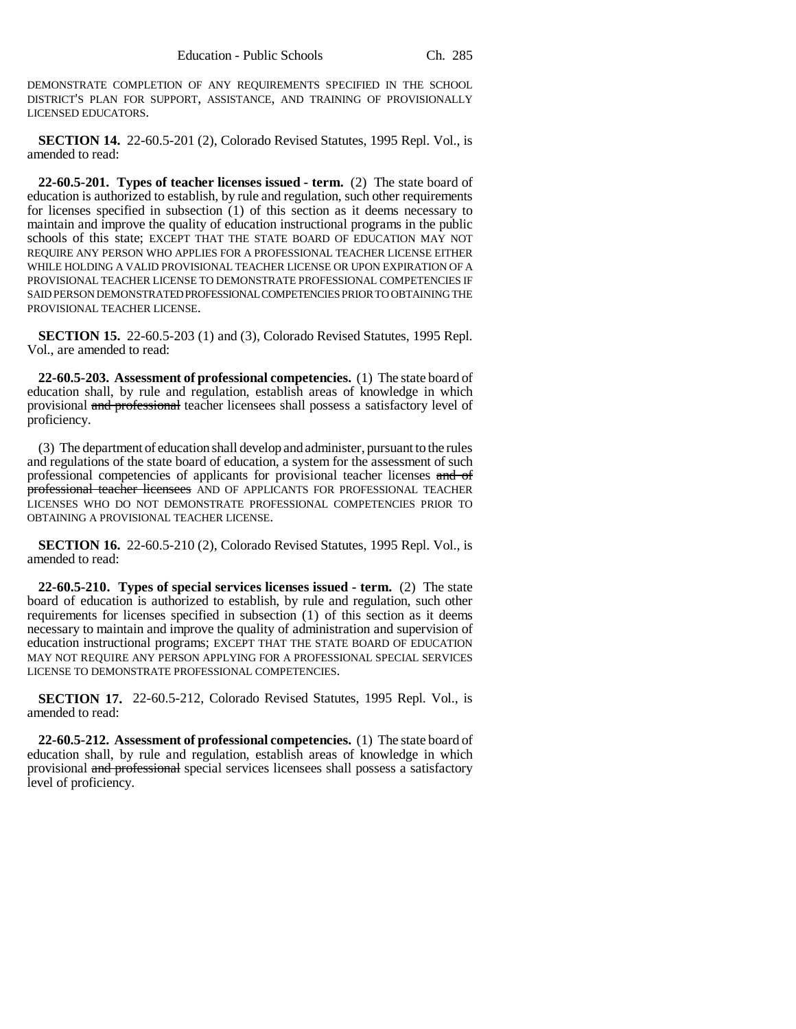DEMONSTRATE COMPLETION OF ANY REQUIREMENTS SPECIFIED IN THE SCHOOL DISTRICT'S PLAN FOR SUPPORT, ASSISTANCE, AND TRAINING OF PROVISIONALLY LICENSED EDUCATORS.

**SECTION 14.** 22-60.5-201 (2), Colorado Revised Statutes, 1995 Repl. Vol., is amended to read:

**22-60.5-201. Types of teacher licenses issued - term.** (2) The state board of education is authorized to establish, by rule and regulation, such other requirements for licenses specified in subsection (1) of this section as it deems necessary to maintain and improve the quality of education instructional programs in the public schools of this state; EXCEPT THAT THE STATE BOARD OF EDUCATION MAY NOT REQUIRE ANY PERSON WHO APPLIES FOR A PROFESSIONAL TEACHER LICENSE EITHER WHILE HOLDING A VALID PROVISIONAL TEACHER LICENSE OR UPON EXPIRATION OF A PROVISIONAL TEACHER LICENSE TO DEMONSTRATE PROFESSIONAL COMPETENCIES IF SAID PERSON DEMONSTRATED PROFESSIONAL COMPETENCIES PRIOR TO OBTAINING THE PROVISIONAL TEACHER LICENSE.

**SECTION 15.** 22-60.5-203 (1) and (3), Colorado Revised Statutes, 1995 Repl. Vol., are amended to read:

**22-60.5-203. Assessment of professional competencies.** (1) The state board of education shall, by rule and regulation, establish areas of knowledge in which provisional ~~and professional~~ teacher licensees shall possess a satisfactory level of proficiency.

(3) The department of education shall develop and administer, pursuant to the rules and regulations of the state board of education, a system for the assessment of such professional competencies of applicants for provisional teacher licenses ~~and of professional teacher licensees~~ AND OF APPLICANTS FOR PROFESSIONAL TEACHER LICENSES WHO DO NOT DEMONSTRATE PROFESSIONAL COMPETENCIES PRIOR TO OBTAINING A PROVISIONAL TEACHER LICENSE.

**SECTION 16.** 22-60.5-210 (2), Colorado Revised Statutes, 1995 Repl. Vol., is amended to read:

**22-60.5-210. Types of special services licenses issued - term.** (2) The state board of education is authorized to establish, by rule and regulation, such other requirements for licenses specified in subsection (1) of this section as it deems necessary to maintain and improve the quality of administration and supervision of education instructional programs; EXCEPT THAT THE STATE BOARD OF EDUCATION MAY NOT REQUIRE ANY PERSON APPLYING FOR A PROFESSIONAL SPECIAL SERVICES LICENSE TO DEMONSTRATE PROFESSIONAL COMPETENCIES.

**SECTION 17.** 22-60.5-212, Colorado Revised Statutes, 1995 Repl. Vol., is amended to read:

**22-60.5-212. Assessment of professional competencies.** (1) The state board of education shall, by rule and regulation, establish areas of knowledge in which provisional ~~and professional~~ special services licensees shall possess a satisfactory level of proficiency.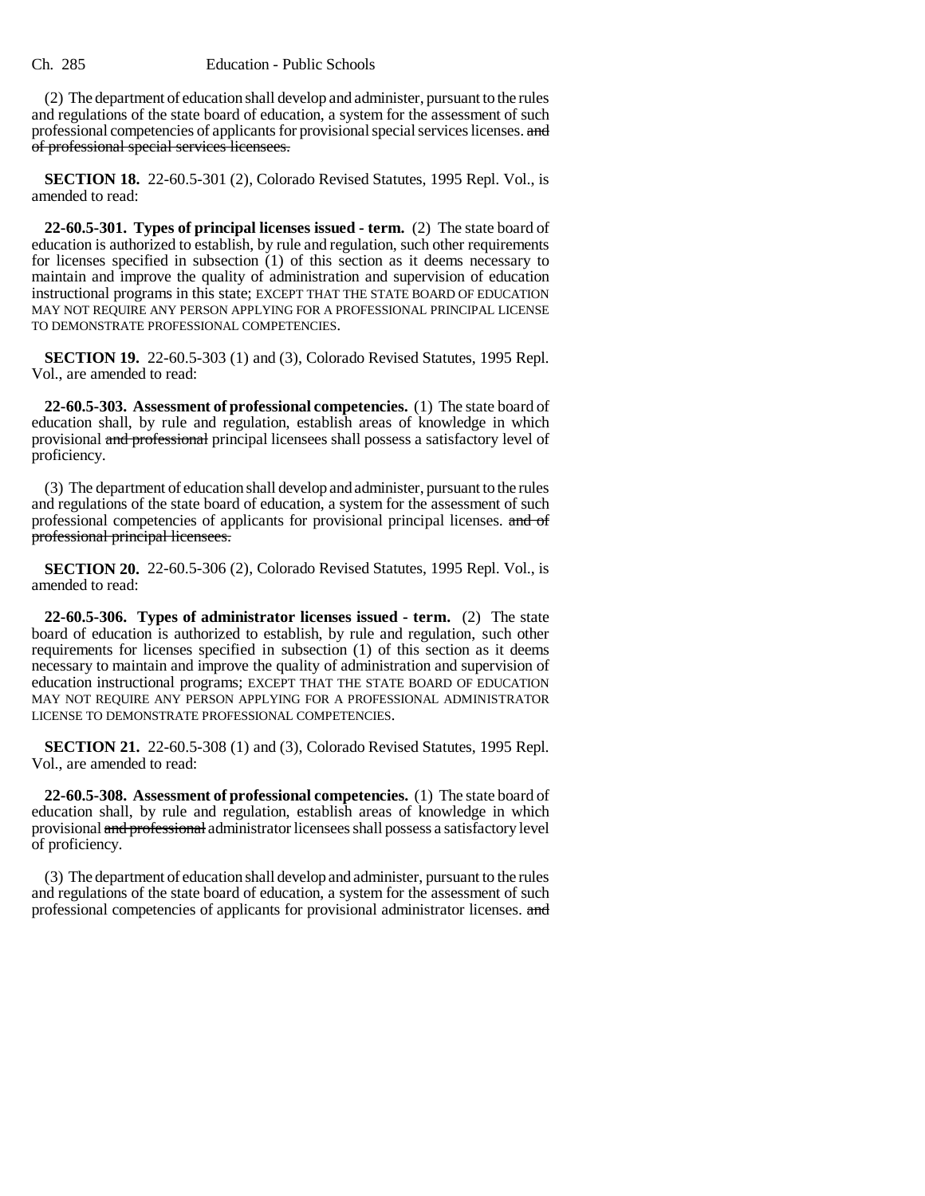(2) The department of education shall develop and administer, pursuant to the rules and regulations of the state board of education, a system for the assessment of such professional competencies of applicants for provisional special services licenses. ~~and of professional special services licensees.~~

**SECTION 18.** 22-60.5-301 (2), Colorado Revised Statutes, 1995 Repl. Vol., is amended to read:

**22-60.5-301. Types of principal licenses issued - term.** (2) The state board of education is authorized to establish, by rule and regulation, such other requirements for licenses specified in subsection (1) of this section as it deems necessary to maintain and improve the quality of administration and supervision of education instructional programs in this state; EXCEPT THAT THE STATE BOARD OF EDUCATION MAY NOT REQUIRE ANY PERSON APPLYING FOR A PROFESSIONAL PRINCIPAL LICENSE TO DEMONSTRATE PROFESSIONAL COMPETENCIES.

**SECTION 19.** 22-60.5-303 (1) and (3), Colorado Revised Statutes, 1995 Repl. Vol., are amended to read:

**22-60.5-303. Assessment of professional competencies.** (1) The state board of education shall, by rule and regulation, establish areas of knowledge in which provisional ~~and professional~~ principal licensees shall possess a satisfactory level of proficiency.

(3) The department of education shall develop and administer, pursuant to the rules and regulations of the state board of education, a system for the assessment of such professional competencies of applicants for provisional principal licenses. ~~and of professional principal licensees.~~

**SECTION 20.** 22-60.5-306 (2), Colorado Revised Statutes, 1995 Repl. Vol., is amended to read:

**22-60.5-306. Types of administrator licenses issued - term.** (2) The state board of education is authorized to establish, by rule and regulation, such other requirements for licenses specified in subsection (1) of this section as it deems necessary to maintain and improve the quality of administration and supervision of education instructional programs; EXCEPT THAT THE STATE BOARD OF EDUCATION MAY NOT REQUIRE ANY PERSON APPLYING FOR A PROFESSIONAL ADMINISTRATOR LICENSE TO DEMONSTRATE PROFESSIONAL COMPETENCIES.

**SECTION 21.** 22-60.5-308 (1) and (3), Colorado Revised Statutes, 1995 Repl. Vol., are amended to read:

**22-60.5-308. Assessment of professional competencies.** (1) The state board of education shall, by rule and regulation, establish areas of knowledge in which provisional ~~and professional~~ administrator licensees shall possess a satisfactory level of proficiency.

(3) The department of education shall develop and administer, pursuant to the rules and regulations of the state board of education, a system for the assessment of such professional competencies of applicants for provisional administrator licenses. ~~and~~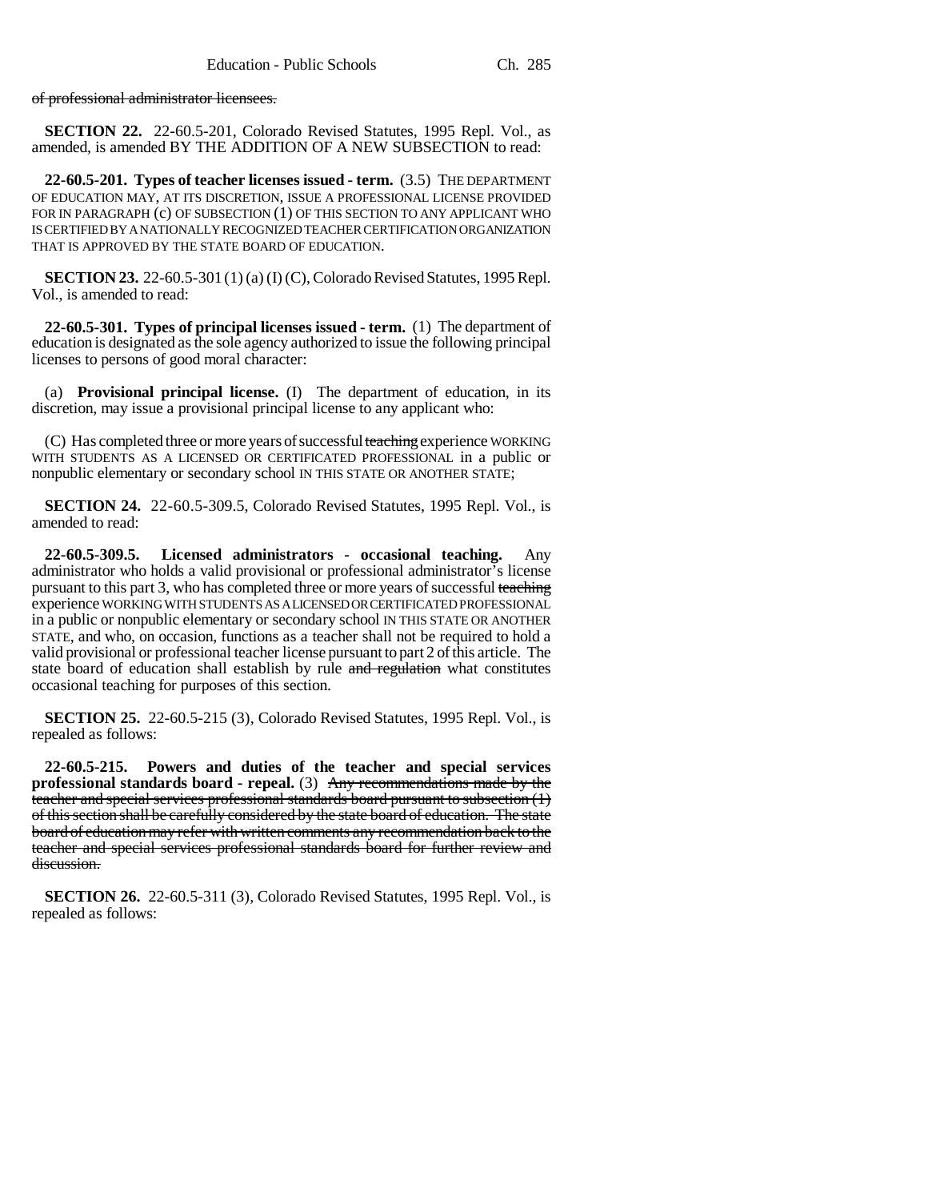~~of professional administrator licensees.~~

**SECTION 22.** 22-60.5-201, Colorado Revised Statutes, 1995 Repl. Vol., as amended, is amended BY THE ADDITION OF A NEW SUBSECTION to read:

**22-60.5-201. Types of teacher licenses issued - term.** (3.5) THE DEPARTMENT OF EDUCATION MAY, AT ITS DISCRETION, ISSUE A PROFESSIONAL LICENSE PROVIDED FOR IN PARAGRAPH (c) OF SUBSECTION (1) OF THIS SECTION TO ANY APPLICANT WHO IS CERTIFIED BY A NATIONALLY RECOGNIZED TEACHER CERTIFICATION ORGANIZATION THAT IS APPROVED BY THE STATE BOARD OF EDUCATION.

**SECTION 23.** 22-60.5-301 (1) (a) (I) (C), Colorado Revised Statutes, 1995 Repl. Vol., is amended to read:

**22-60.5-301. Types of principal licenses issued - term.** (1) The department of education is designated as the sole agency authorized to issue the following principal licenses to persons of good moral character:

(a) **Provisional principal license.** (I) The department of education, in its discretion, may issue a provisional principal license to any applicant who:

(C) Has completed three or more years of successful ~~teaching~~ experience WORKING WITH STUDENTS AS A LICENSED OR CERTIFICATED PROFESSIONAL in a public or nonpublic elementary or secondary school IN THIS STATE OR ANOTHER STATE;

**SECTION 24.** 22-60.5-309.5, Colorado Revised Statutes, 1995 Repl. Vol., is amended to read:

**22-60.5-309.5. Licensed administrators - occasional teaching.** Any administrator who holds a valid provisional or professional administrator's license pursuant to this part 3, who has completed three or more years of successful ~~teaching~~ experience WORKING WITH STUDENTS AS A LICENSED OR CERTIFICATED PROFESSIONAL in a public or nonpublic elementary or secondary school IN THIS STATE OR ANOTHER STATE, and who, on occasion, functions as a teacher shall not be required to hold a valid provisional or professional teacher license pursuant to part 2 of this article. The state board of education shall establish by rule ~~and regulation~~ what constitutes occasional teaching for purposes of this section.

**SECTION 25.** 22-60.5-215 (3), Colorado Revised Statutes, 1995 Repl. Vol., is repealed as follows:

**22-60.5-215. Powers and duties of the teacher and special services professional standards board - repeal.** (3) ~~Any recommendations made by the teacher and special services professional standards board pursuant to subsection (1) of this section shall be carefully considered by the state board of education. The state board of education may refer with written comments any recommendation back to the teacher and special services professional standards board for further review and discussion.~~

**SECTION 26.** 22-60.5-311 (3), Colorado Revised Statutes, 1995 Repl. Vol., is repealed as follows: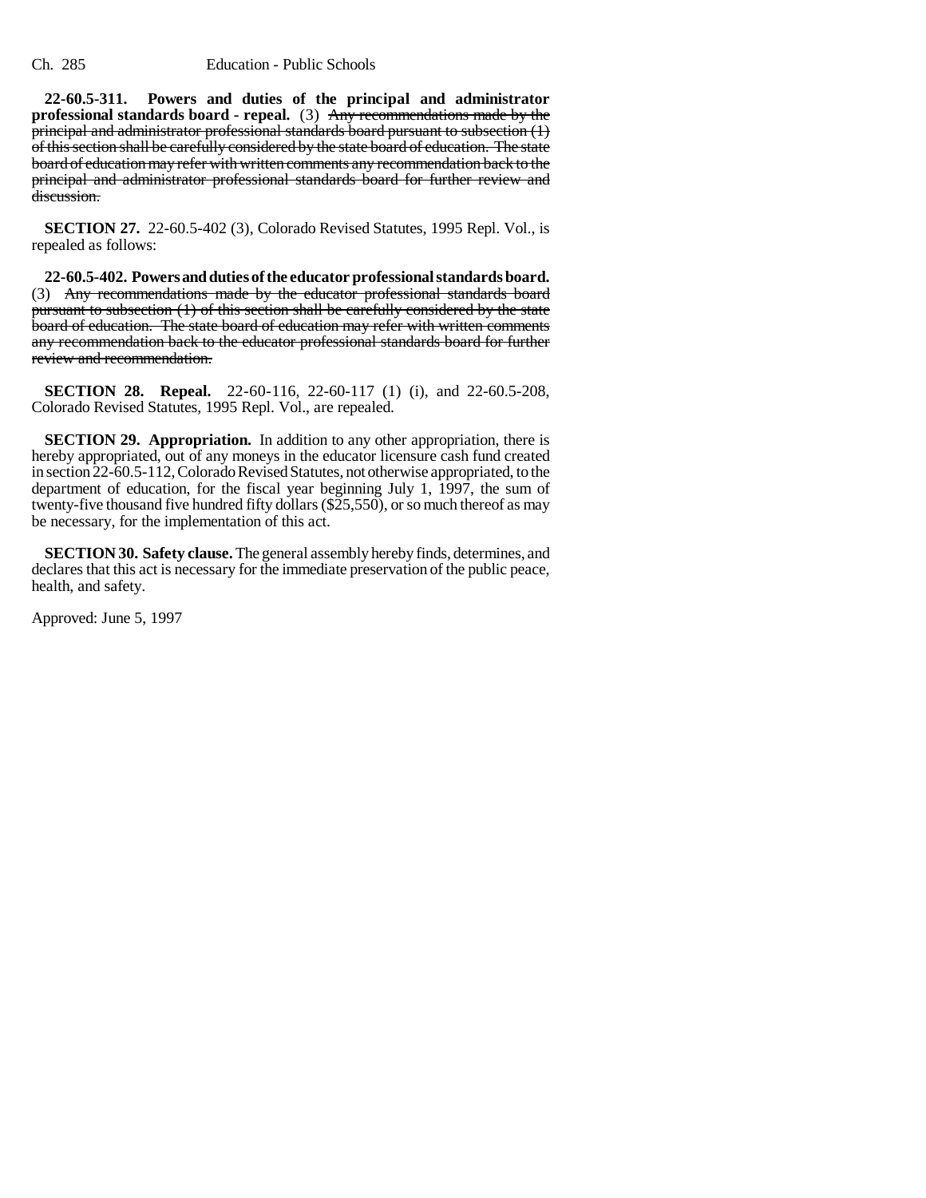**22-60.5-311. Powers and duties of the principal and administrator professional standards board - repeal.** (3) ~~Any recommendations made by the principal and administrator professional standards board pursuant to subsection (1) of this section shall be carefully considered by the state board of education. The state board of education may refer with written comments any recommendation back to the principal and administrator professional standards board for further review and discussion.~~

**SECTION 27.** 22-60.5-402 (3), Colorado Revised Statutes, 1995 Repl. Vol., is repealed as follows:

**22-60.5-402. Powers and duties of the educator professional standards board.** (3) ~~Any recommendations made by the educator professional standards board pursuant to subsection (1) of this section shall be carefully considered by the state board of education. The state board of education may refer with written comments any recommendation back to the educator professional standards board for further review and recommendation.~~

**SECTION 28. Repeal.** 22-60-116, 22-60-117 (1) (i), and 22-60.5-208, Colorado Revised Statutes, 1995 Repl. Vol., are repealed.

**SECTION 29. Appropriation.** In addition to any other appropriation, there is hereby appropriated, out of any moneys in the educator licensure cash fund created in section 22-60.5-112, Colorado Revised Statutes, not otherwise appropriated, to the department of education, for the fiscal year beginning July 1, 1997, the sum of twenty-five thousand five hundred fifty dollars ($25,550), or so much thereof as may be necessary, for the implementation of this act.

**SECTION 30. Safety clause.** The general assembly hereby finds, determines, and declares that this act is necessary for the immediate preservation of the public peace, health, and safety.

Approved: June 5, 1997